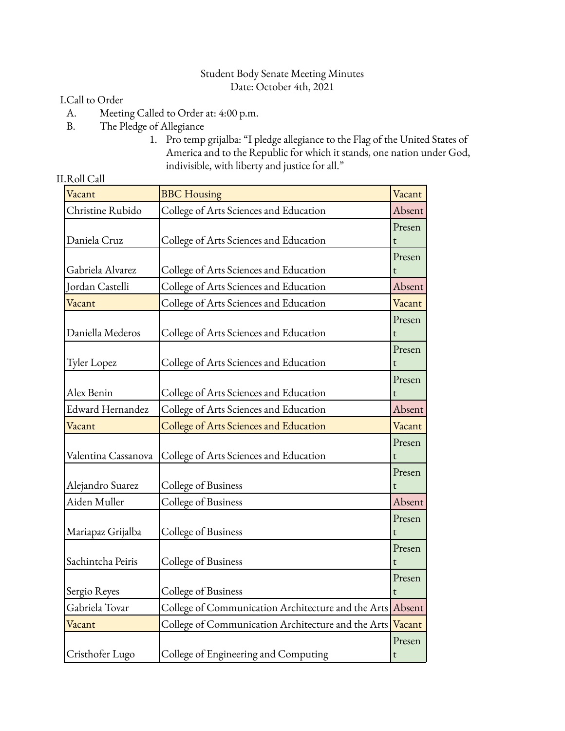Student Body Senate Meeting Minutes
Date: October 4th, 2021

I. Call to Order

A. Meeting Called to Order at: 4:00 p.m.

B. The Pledge of Allegiance

1. Pro temp grijalba: "I pledge allegiance to the Flag of the United States of America and to the Republic for which it stands, one nation under God, indivisible, with liberty and justice for all."

II. Roll Call

| Vacant | BBC Housing | Vacant |
|---|---|---|
| Christine Rubido | College of Arts Sciences and Education | Absent |
| Daniela Cruz | College of Arts Sciences and Education | Present |
| Gabriela Alvarez | College of Arts Sciences and Education | Present |
| Jordan Castelli | College of Arts Sciences and Education | Absent |
| Vacant | College of Arts Sciences and Education | Vacant |
| Daniella Mederos | College of Arts Sciences and Education | Present |
| Tyler Lopez | College of Arts Sciences and Education | Present |
| Alex Benin | College of Arts Sciences and Education | Present |
| Edward Hernandez | College of Arts Sciences and Education | Absent |
| Vacant | College of Arts Sciences and Education | Vacant |
| Valentina Cassanova | College of Arts Sciences and Education | Present |
| Alejandro Suarez | College of Business | Present |
| Aiden Muller | College of Business | Absent |
| Mariapaz Grijalba | College of Business | Present |
| Sachintcha Peiris | College of Business | Present |
| Sergio Reyes | College of Business | Present |
| Gabriela Tovar | College of Communication Architecture and the Arts | Absent |
| Vacant | College of Communication Architecture and the Arts | Vacant |
| Cristhofer Lugo | College of Engineering and Computing | Present |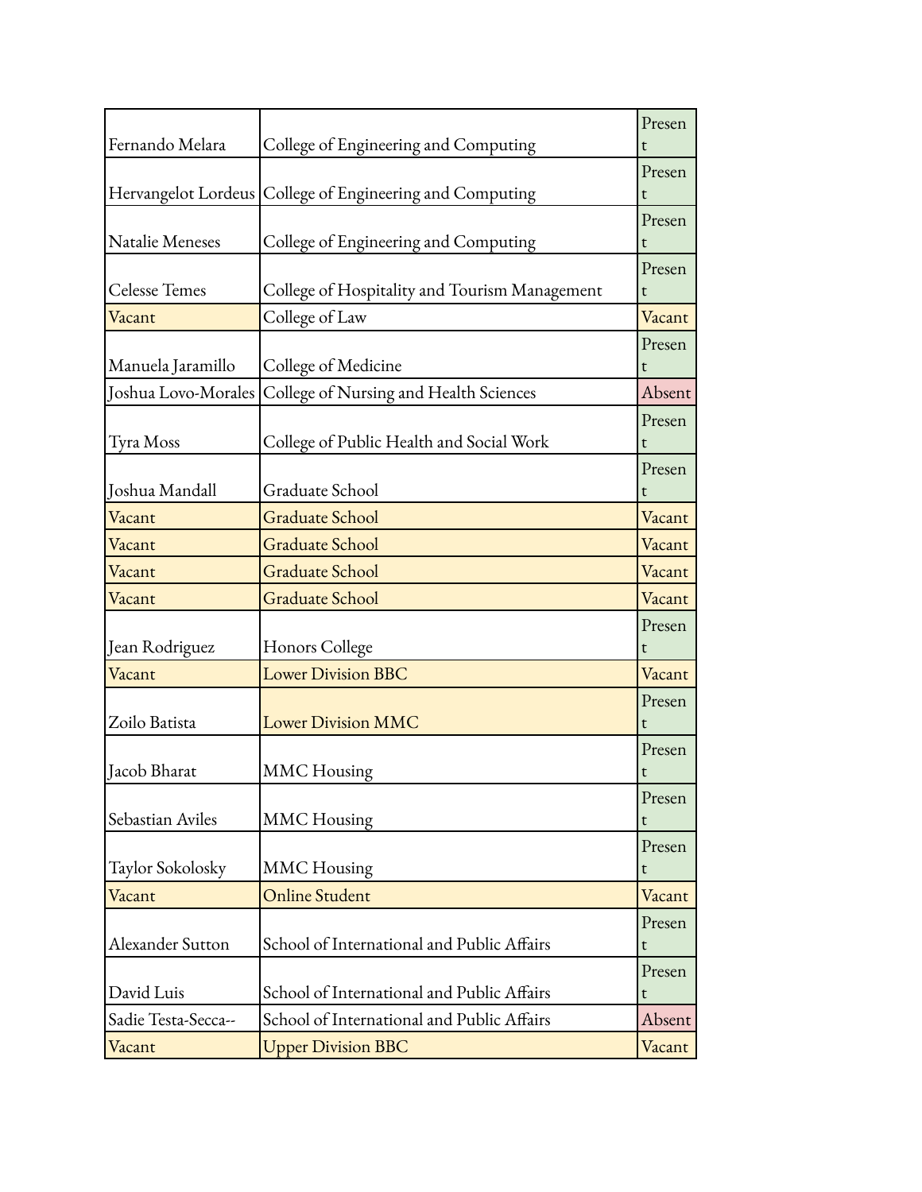| | | |
|---|---|---|
| Fernando Melara | College of Engineering and Computing | Present |
| Hervangelot Lordeus | College of Engineering and Computing | Present |
| Natalie Meneses | College of Engineering and Computing | Present |
| Celesse Temes | College of Hospitality and Tourism Management | Present |
| Vacant | College of Law | Vacant |
| Manuela Jaramillo | College of Medicine | Present |
| Joshua Lovo-Morales | College of Nursing and Health Sciences | Absent |
| Tyra Moss | College of Public Health and Social Work | Present |
| Joshua Mandall | Graduate School | Present |
| Vacant | Graduate School | Vacant |
| Vacant | Graduate School | Vacant |
| Vacant | Graduate School | Vacant |
| Vacant | Graduate School | Vacant |
| Jean Rodriguez | Honors College | Present |
| Vacant | Lower Division BBC | Vacant |
| Zoilo Batista | Lower Division MMC | Present |
| Jacob Bharat | MMC Housing | Present |
| Sebastian Aviles | MMC Housing | Present |
| Taylor Sokolosky | MMC Housing | Present |
| Vacant | Online Student | Vacant |
| Alexander Sutton | School of International and Public Affairs | Present |
| David Luis | School of International and Public Affairs | Present |
| Sadie Testa-Secca-- | School of International and Public Affairs | Absent |
| Vacant | Upper Division BBC | Vacant |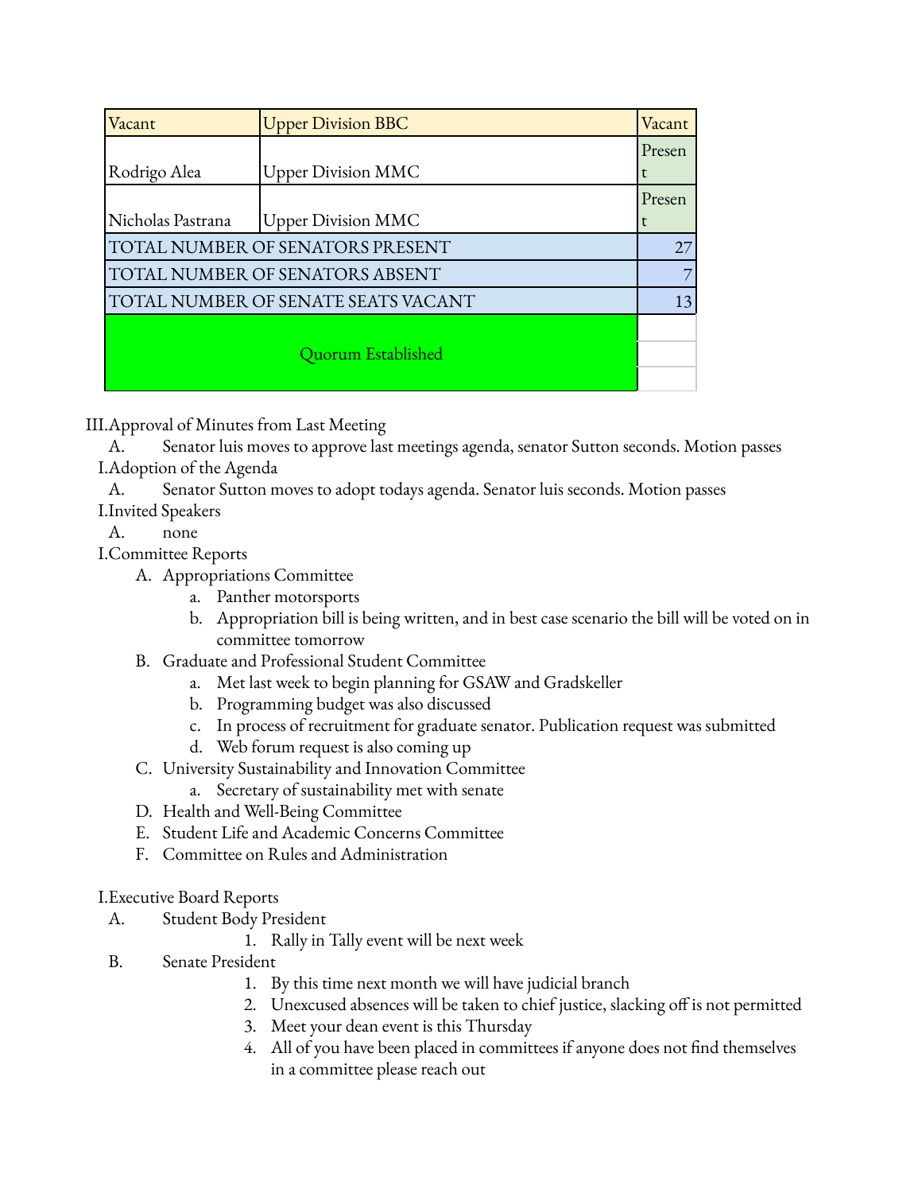| Vacant | Upper Division BBC | Vacant |
| --- | --- | --- |
| Rodrigo Alea | Upper Division MMC | Present |
| Nicholas Pastrana | Upper Division MMC | Present |
| TOTAL NUMBER OF SENATORS PRESENT | | 27 |
| TOTAL NUMBER OF SENATORS ABSENT | | 7 |
| TOTAL NUMBER OF SENATE SEATS VACANT | | 13 |
| Quorum Established | | |

III. Approval of Minutes from Last Meeting
   A. Senator luis moves to approve last meetings agenda, senator Sutton seconds. Motion passes

I. Adoption of the Agenda
   A. Senator Sutton moves to adopt todays agenda. Senator luis seconds. Motion passes

I. Invited Speakers
   A. none

I. Committee Reports
   A. Appropriations Committee
      a. Panther motorsports
      b. Appropriation bill is being written, and in best case scenario the bill will be voted on in committee tomorrow
   B. Graduate and Professional Student Committee
      a. Met last week to begin planning for GSAW and Gradskeller
      b. Programming budget was also discussed
      c. In process of recruitment for graduate senator. Publication request was submitted
      d. Web forum request is also coming up
   C. University Sustainability and Innovation Committee
      a. Secretary of sustainability met with senate
   D. Health and Well-Being Committee
   E. Student Life and Academic Concerns Committee
   F. Committee on Rules and Administration

I. Executive Board Reports
   A. Student Body President
      1. Rally in Tally event will be next week
   B. Senate President
      1. By this time next month we will have judicial branch
      2. Unexcused absences will be taken to chief justice, slacking off is not permitted
      3. Meet your dean event is this Thursday
      4. All of you have been placed in committees if anyone does not find themselves in a committee please reach out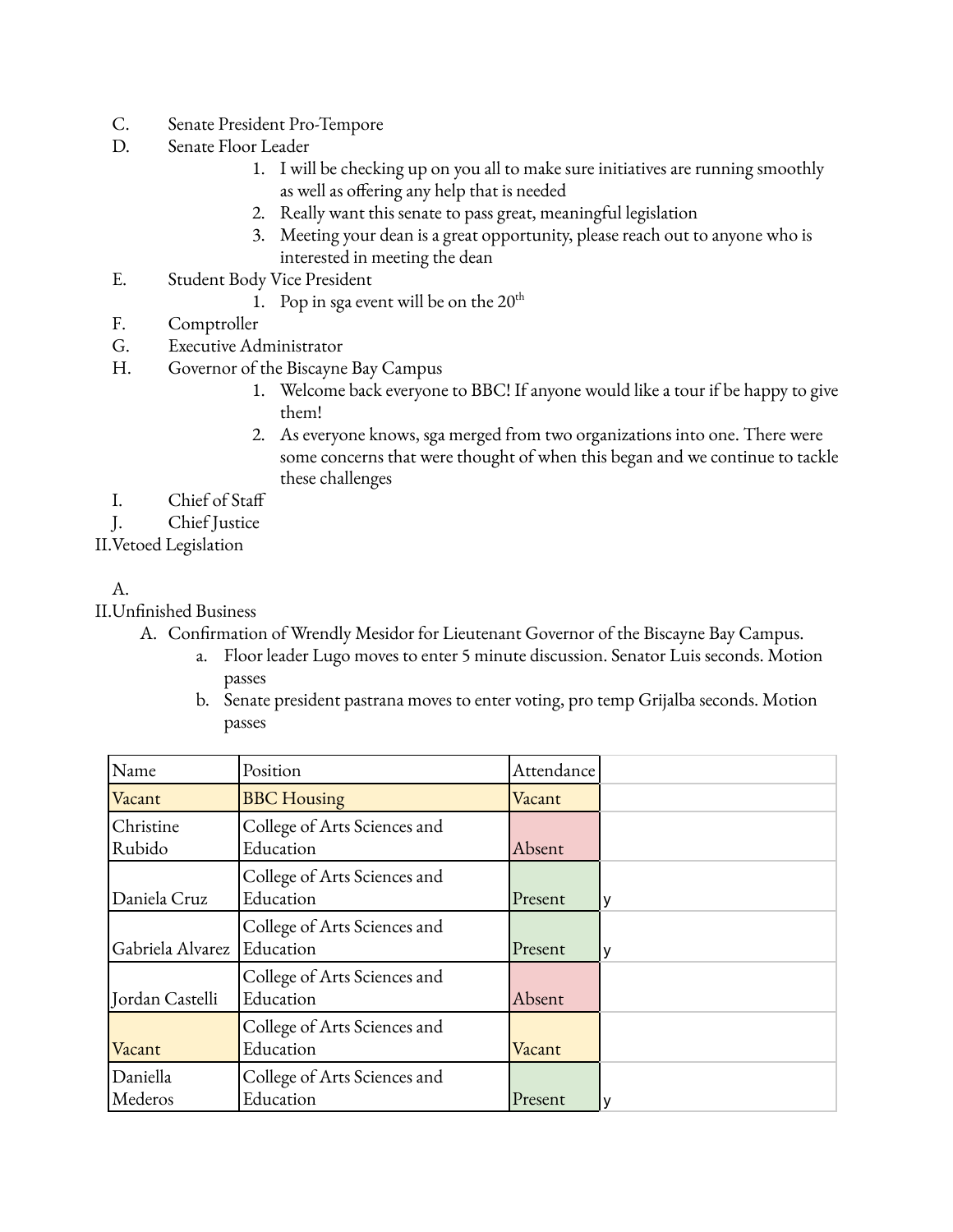C. Senate President Pro-Tempore

D. Senate Floor Leader

1. I will be checking up on you all to make sure initiatives are running smoothly as well as offering any help that is needed
2. Really want this senate to pass great, meaningful legislation
3. Meeting your dean is a great opportunity, please reach out to anyone who is interested in meeting the dean

E. Student Body Vice President

1. Pop in sga event will be on the 20th

F. Comptroller

G. Executive Administrator

H. Governor of the Biscayne Bay Campus

1. Welcome back everyone to BBC! If anyone would like a tour if be happy to give them!
2. As everyone knows, sga merged from two organizations into one. There were some concerns that were thought of when this began and we continue to tackle these challenges

I. Chief of Staff

J. Chief Justice

II. Vetoed Legislation

A.

II. Unfinished Business

A. Confirmation of Wrendly Mesidor for Lieutenant Governor of the Biscayne Bay Campus.

a. Floor leader Lugo moves to enter 5 minute discussion. Senator Luis seconds. Motion passes

b. Senate president pastrana moves to enter voting, pro temp Grijalba seconds. Motion passes

| Name | Position | Attendance | |
|---|---|---|---|
| Vacant | BBC Housing | Vacant | |
| Christine Rubido | College of Arts Sciences and Education | Absent | |
| Daniela Cruz | College of Arts Sciences and Education | Present | y |
| Gabriela Alvarez | College of Arts Sciences and Education | Present | y |
| Jordan Castelli | College of Arts Sciences and Education | Absent | |
| Vacant | College of Arts Sciences and Education | Vacant | |
| Daniella Mederos | College of Arts Sciences and Education | Present | y |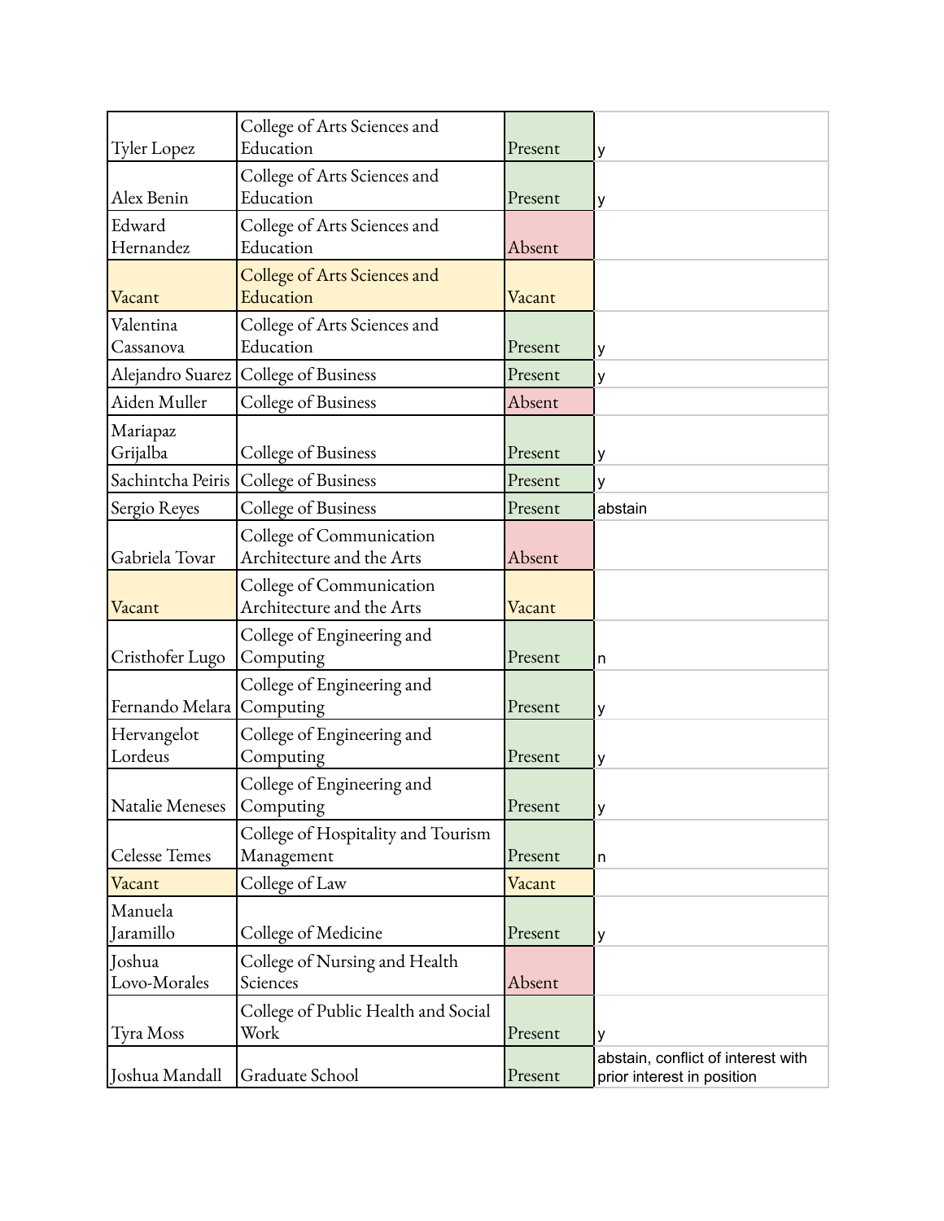| Tyler Lopez | College of Arts Sciences and Education | Present | y |
|---|---|---|---|
| Alex Benin | College of Arts Sciences and Education | Present | y |
| Edward Hernandez | College of Arts Sciences and Education | Absent | |
| Vacant | College of Arts Sciences and Education | Vacant | |
| Valentina Cassanova | College of Arts Sciences and Education | Present | y |
| Alejandro Suarez | College of Business | Present | y |
| Aiden Muller | College of Business | Absent | |
| Mariapaz Grijalba | College of Business | Present | y |
| Sachintcha Peiris | College of Business | Present | y |
| Sergio Reyes | College of Business | Present | abstain |
| Gabriela Tovar | College of Communication Architecture and the Arts | Absent | |
| Vacant | College of Communication Architecture and the Arts | Vacant | |
| Cristhofer Lugo | College of Engineering and Computing | Present | n |
| Fernando Melara | College of Engineering and Computing | Present | y |
| Hervangelot Lordeus | College of Engineering and Computing | Present | y |
| Natalie Meneses | College of Engineering and Computing | Present | y |
| Celesse Temes | College of Hospitality and Tourism Management | Present | n |
| Vacant | College of Law | Vacant | |
| Manuela Jaramillo | College of Medicine | Present | y |
| Joshua Lovo-Morales | College of Nursing and Health Sciences | Absent | |
| Tyra Moss | College of Public Health and Social Work | Present | y |
| Joshua Mandall | Graduate School | Present | abstain, conflict of interest with prior interest in position |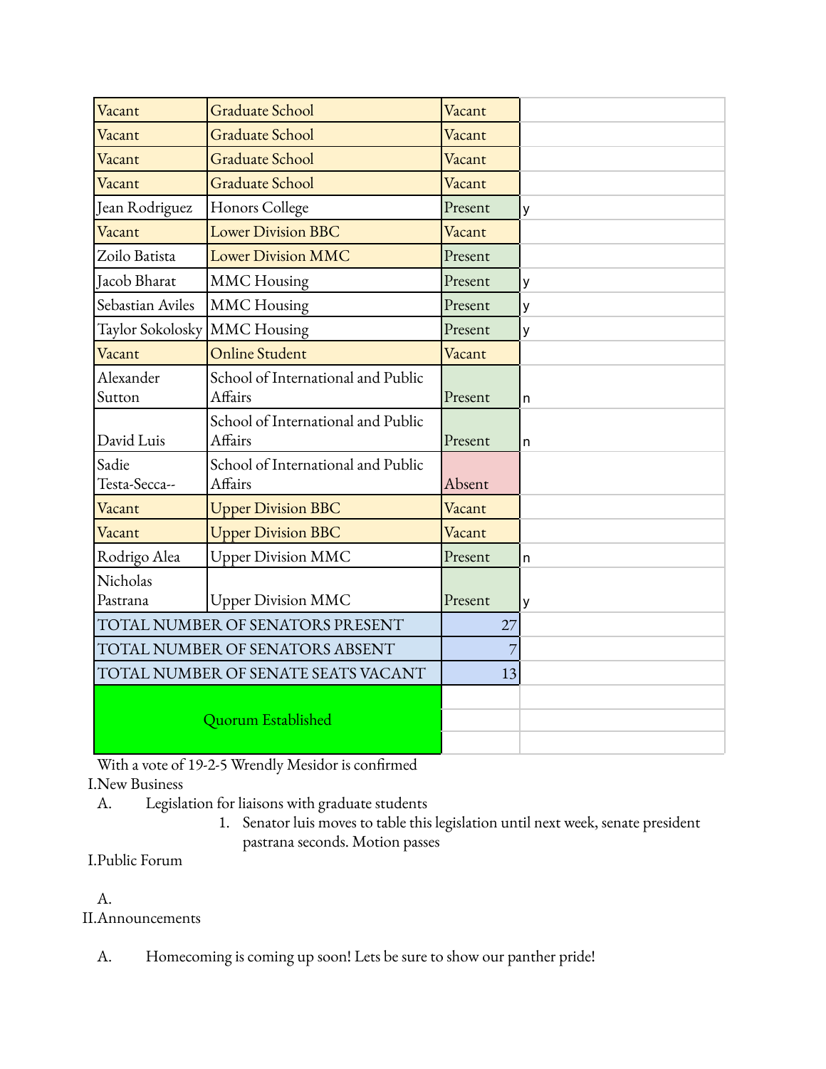| | | | |
|---|---|---|---|
| Vacant | Graduate School | Vacant | |
| Vacant | Graduate School | Vacant | |
| Vacant | Graduate School | Vacant | |
| Vacant | Graduate School | Vacant | |
| Jean Rodriguez | Honors College | Present | y |
| Vacant | Lower Division BBC | Vacant | |
| Zoilo Batista | Lower Division MMC | Present | |
| Jacob Bharat | MMC Housing | Present | y |
| Sebastian Aviles | MMC Housing | Present | y |
| Taylor Sokolosky | MMC Housing | Present | y |
| Vacant | Online Student | Vacant | |
| Alexander Sutton | School of International and Public Affairs | Present | n |
| David Luis | School of International and Public Affairs | Present | n |
| Sadie Testa-Secca-- | School of International and Public Affairs | Absent | |
| Vacant | Upper Division BBC | Vacant | |
| Vacant | Upper Division BBC | Vacant | |
| Rodrigo Alea | Upper Division MMC | Present | n |
| Nicholas Pastrana | Upper Division MMC | Present | y |
| TOTAL NUMBER OF SENATORS PRESENT | | 27 | |
| TOTAL NUMBER OF SENATORS ABSENT | | 7 | |
| TOTAL NUMBER OF SENATE SEATS VACANT | | 13 | |
| Quorum Established | | | |

With a vote of 19-2-5 Wrendly Mesidor is confirmed

I. New Business

A. Legislation for liaisons with graduate students

1. Senator luis moves to table this legislation until next week, senate president pastrana seconds. Motion passes

I. Public Forum

A.

II. Announcements

A. Homecoming is coming up soon! Lets be sure to show our panther pride!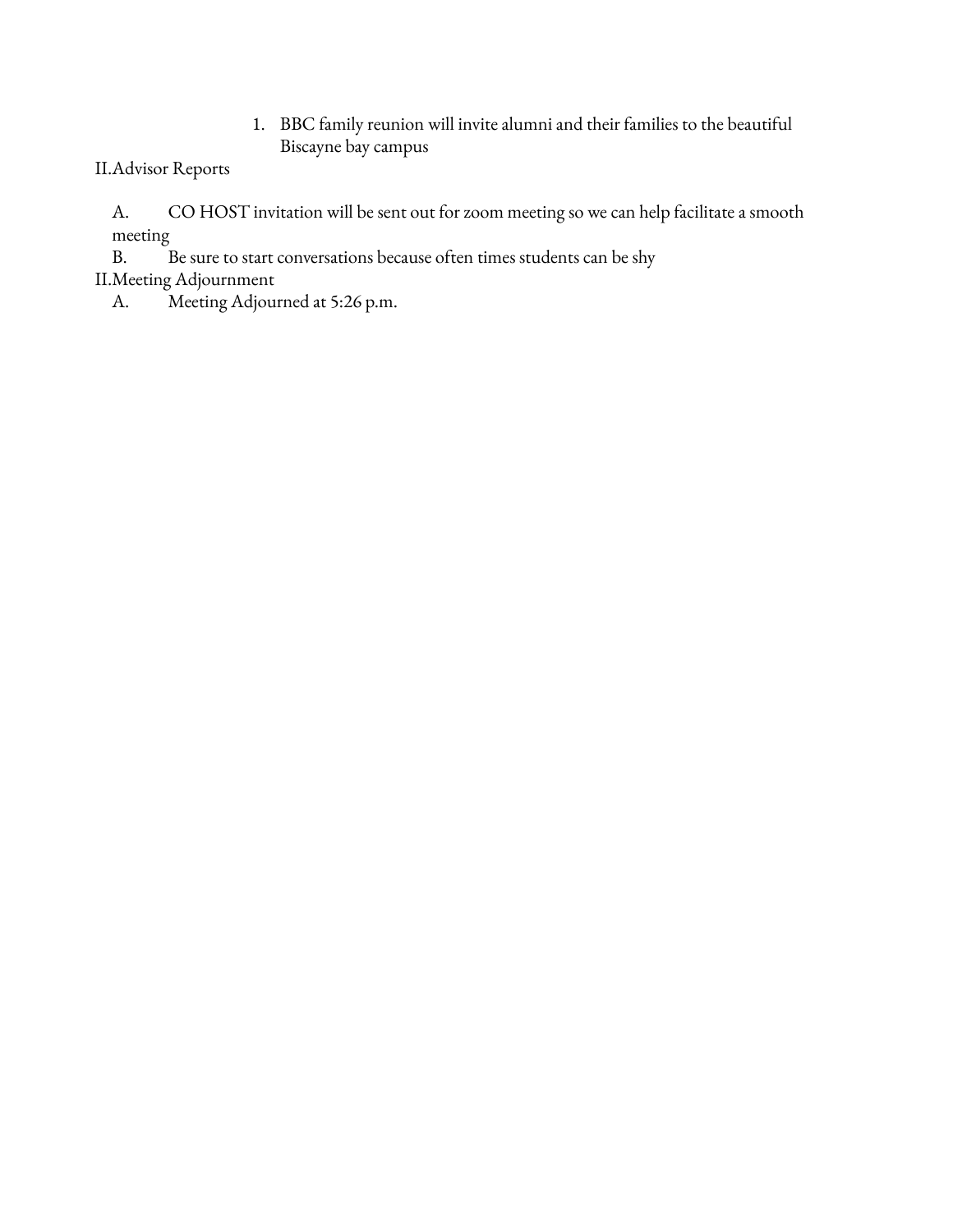1. BBC family reunion will invite alumni and their families to the beautiful Biscayne bay campus

II.Advisor Reports

A. CO HOST invitation will be sent out for zoom meeting so we can help facilitate a smooth meeting

B. Be sure to start conversations because often times students can be shy

II.Meeting Adjournment

A. Meeting Adjourned at 5:26 p.m.